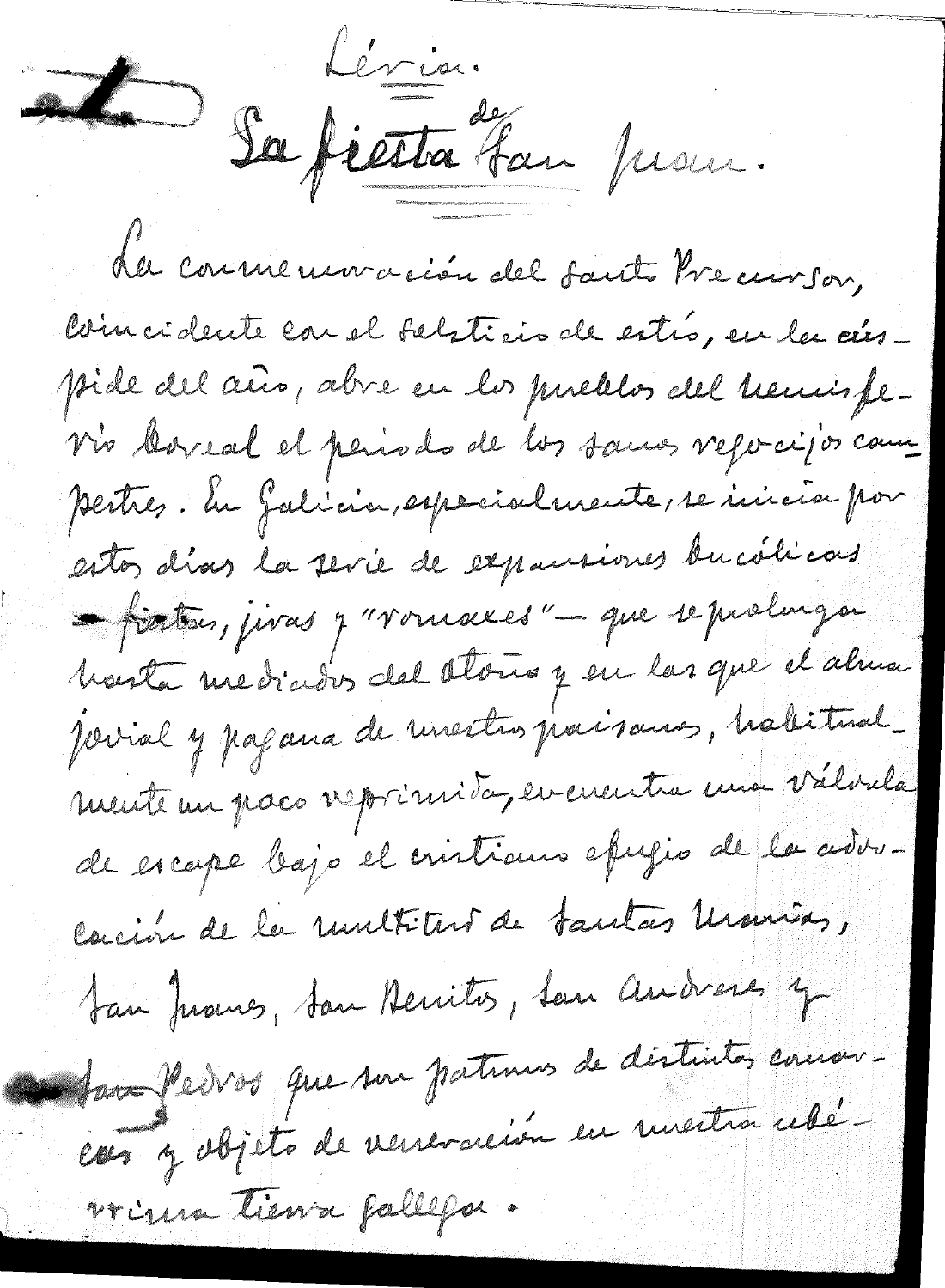Lérias.

# La fiesta de San Juan.

La conmemoración del santo Precursor, coincidente con el solsticio de estío, en la cúspide del año, abre en los pueblos del hemisferio boreal el período de los sanos regocijos campestres. En Galicia, especialmente, se inicia por estos días la serie de expansiones bucólicas — fiestas, jiras y "romaxes" — que se prolonga hasta mediados del otoño y en las que el alma jovial y pagana de nuestros paisanos, habitualmente un poco reprimida, encuentra una válvula de escape bajo el cristiano efugio de la adoración de la multitud de Santas Marías, San Juanes, San Benitos, San Andreses y San Pedros que son patronos de distintas comarcas y objeto de veneración en nuestra celébérrima tierra gallega.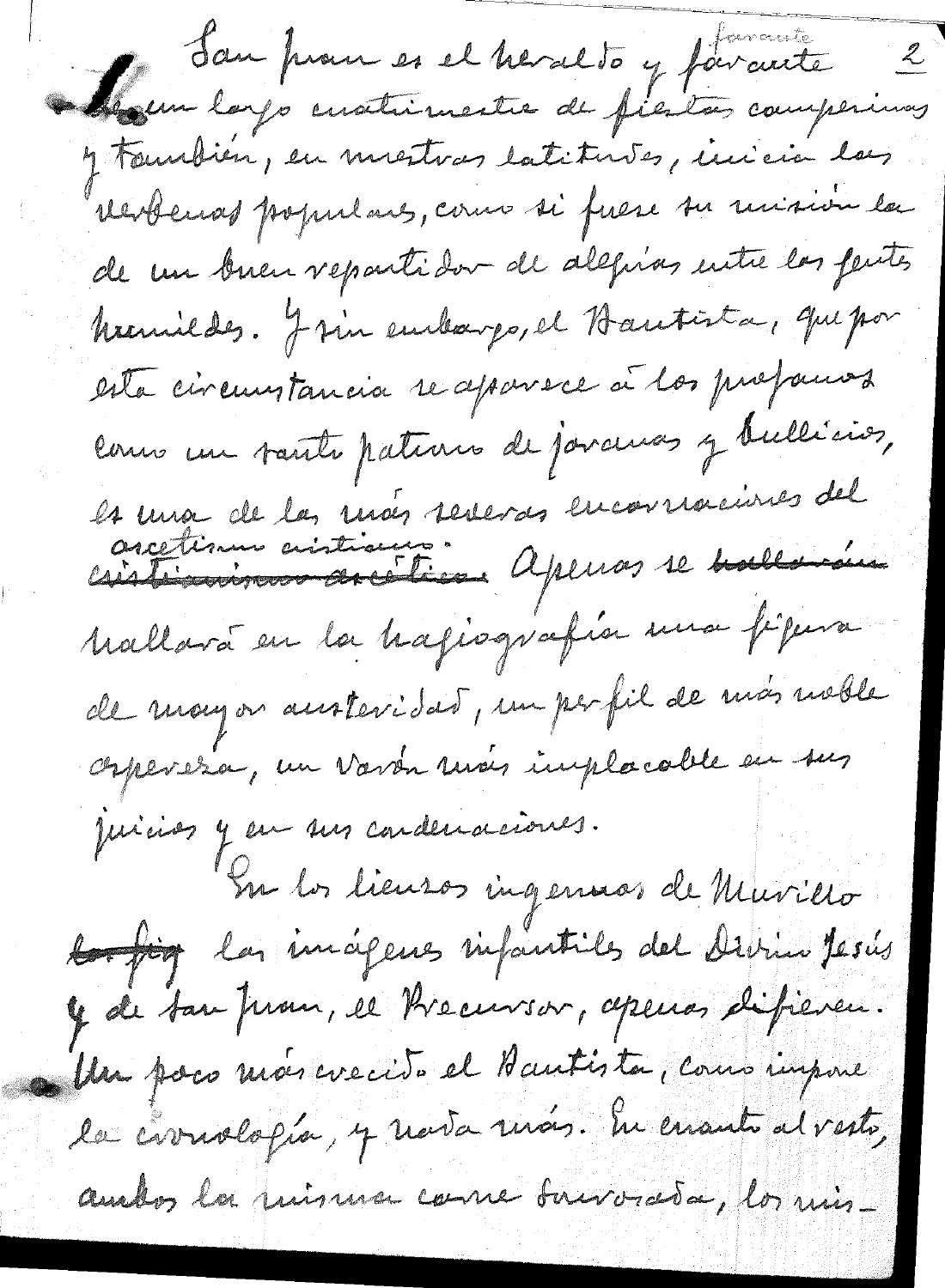San Juan es el heraldo y farante de un largo cuatrimestre de fiestas campesinas y también, en nuestras latitudes, inicia las verbenas populares, como si fuese su misión la de un buen repartidor de alegrías entre las gentes humildes. Y sin embargo, el Bautista, que por esta circunstancia se aparece a los profanos como un santo patrono de jaranas y bullicios, es una de las más severas encarnaciones del ascetismo cristiano. Apenas se hallará en la hagiografía una figura de mayor austeridad, un perfil de más noble aspereza, un varón más implacable en sus juicios y en sus condenaciones.

En los lienzos ingenuos de Murillo las imágenes infantiles del Divino Jesús y de San Juan, el Precursor, apenas difieren. Un poco más crecido el Bautista, como impone la cronología, y nada más. En cuanto al resto, ambos la misma carne sonrosada, los mis-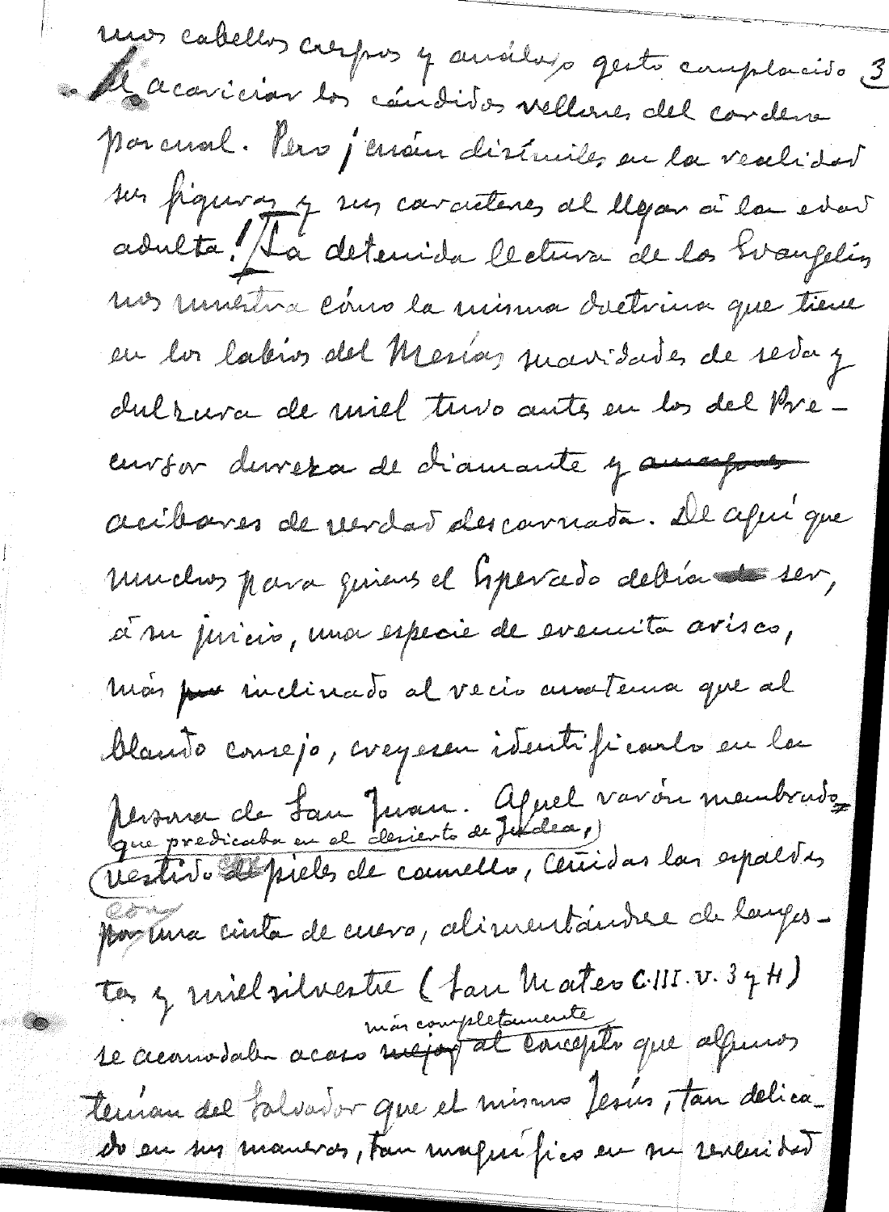unos cabellos crespos y análogo gesto complacido al acariciar los cándidos vellones del cordero pascual. Pero ¡cuán disímiles en la realidad sus figuras y sus caracteres al llegar a la edad adulta! La detenida lectura de los Evangelios nos muestra cómo la misma doctrina que tiene en los labios del Mesías suavidades de seda y dulzura de miel tuvo antes en los del Precursor dureza de diamante y acíbares de verdad descarnada. De aquí que muchos para quienes el Esperado debía ser, a su juicio, una especie de eremita arisco, más inclinado al recio anatema que al blando consejo, creyesen identificarlo en la persona de San Juan. Aquel varón membrudo que predicaba en el desierto de Judea, vestido de pieles de camello, ceñidas las espaldas con una cinta de cuero, alimentándose de langostas y miel silvestre (San Mateo C. III. V. 3 y 4) se acomodaba acaso más completamente al concepto que algunos tenían del Salvador que el mismo Jesús, tan delicado en sus maneras, tan magnífico en su serenidad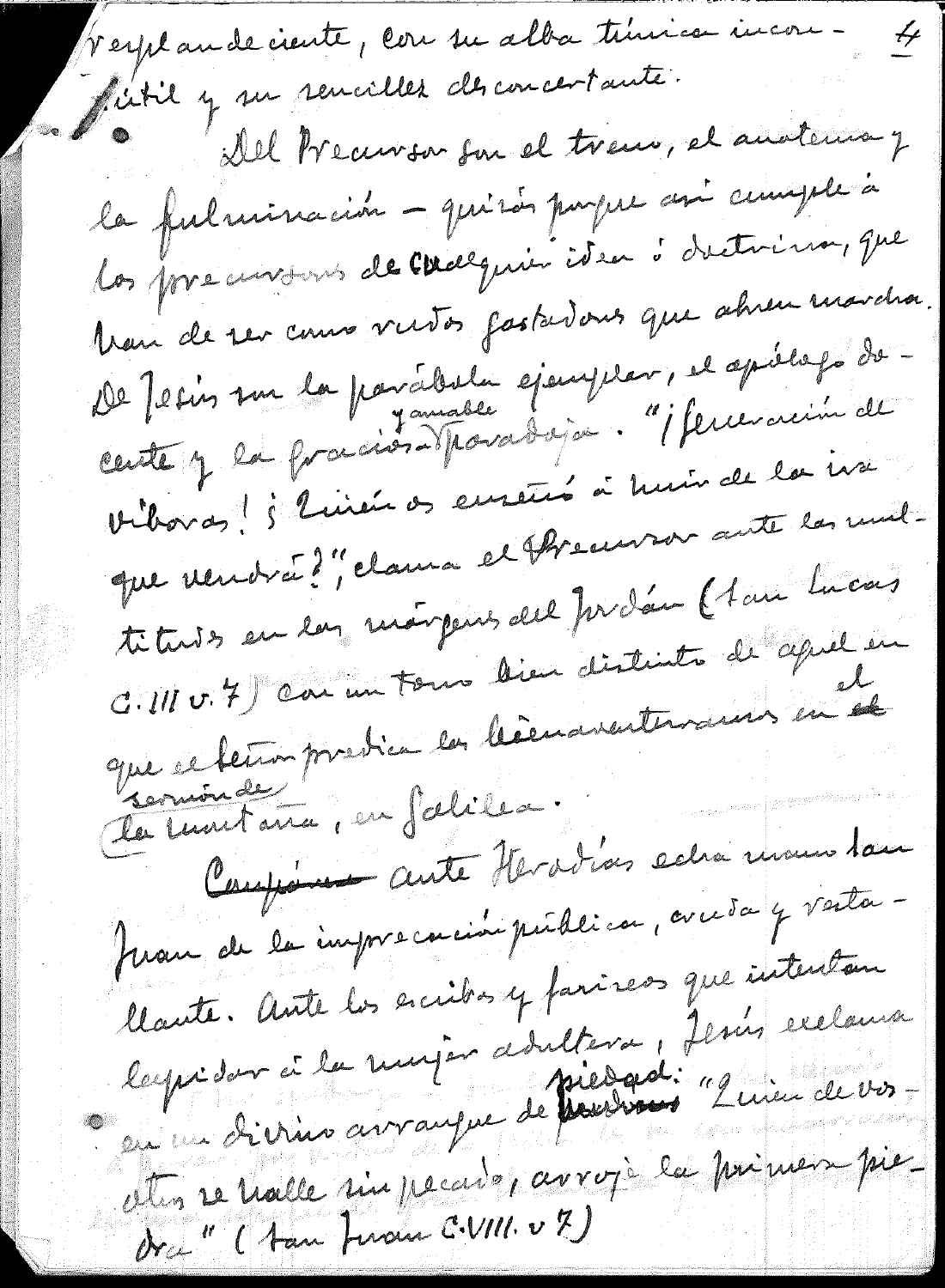resplandeciente, con su alba túnica inconsútil y su sencillez desconcertante.

Del Precursor son el trueno, el anatema y la fulminación – quizás porque así cumple á los precursores de cualquier idea ó doctrina, que han de ser como rudos gastadores que abren marcha. De Jesús son la parábola ejemplar, el apólogo decente y la graciosa y amable paradoja. "¡Generación de víboras! ¿Quién os enseñó á huir de la ira que vendrá?", clama el Precursor ante las multitudes en las márgenes del Jordán (San Lucas C. III v. 7) con un tono bien distinto de aquel en que el Señor predica las bienaventuranzas en el sermón de la montaña, en Galilea.

Ante Herodías echa mano San Juan de la imprecación pública, cruda y restallante. Ante los escribas y fariseos que intentan lapidar á la mujer adúltera, Jesús exclama en un divino arranque de piedad: "Quien de vosotros se halle sin pecado, arroje la primera piedra" (San Juan C. VIII. v. 7)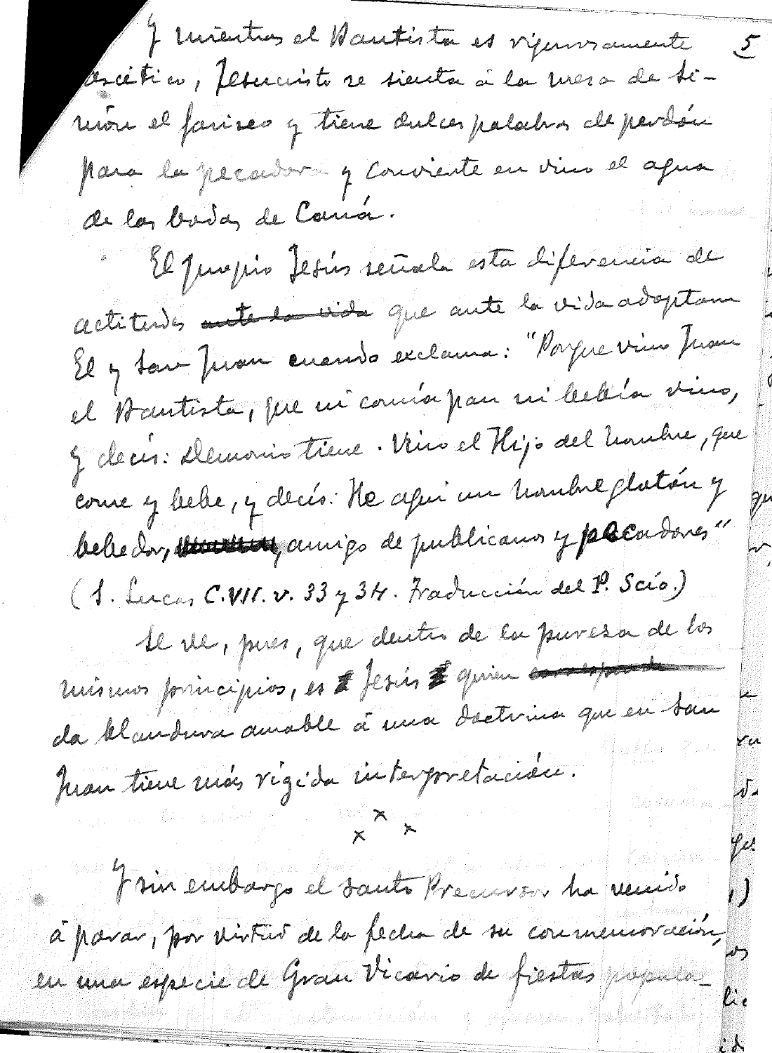Y mientras el Bautista es rigurosamente ascético, Jesucristo se sienta á la mesa de Simón el fariseo y tiene dulces palabras de perdón para la pecadora y convierte en vino el agua de las bodas de Caná.

El propio Jesús señala esta diferencia de actitudes ~~ante la vida~~ que ante la vida adoptaron El y San Juan cuando exclama: "Porque vino Juan el Bautista, que ni comía pan ni bebía vino, y decís: Demonio tiene. Vino el Hijo del hombre, que come y bebe, y decís: He aquí un hombre glotón y bebedor, ~~amigo~~, amigo de publicanos y pecadores" (S. Lucas C. VII. v. 33 y 34. Traducción del P. Scío.)

Se ve, pues, que dentro de la pureza de los mismos principios, es Jesús quien ~~corresponde~~ da blandura amable á una Doctrina que en San Juan tiene más rígida interpretación.

x x x

Y sin embargo el Santo Precursor ha venido á parar, por virtud de la fecha de su conmemoración, en una especie de Gran Vicario de fiestas populares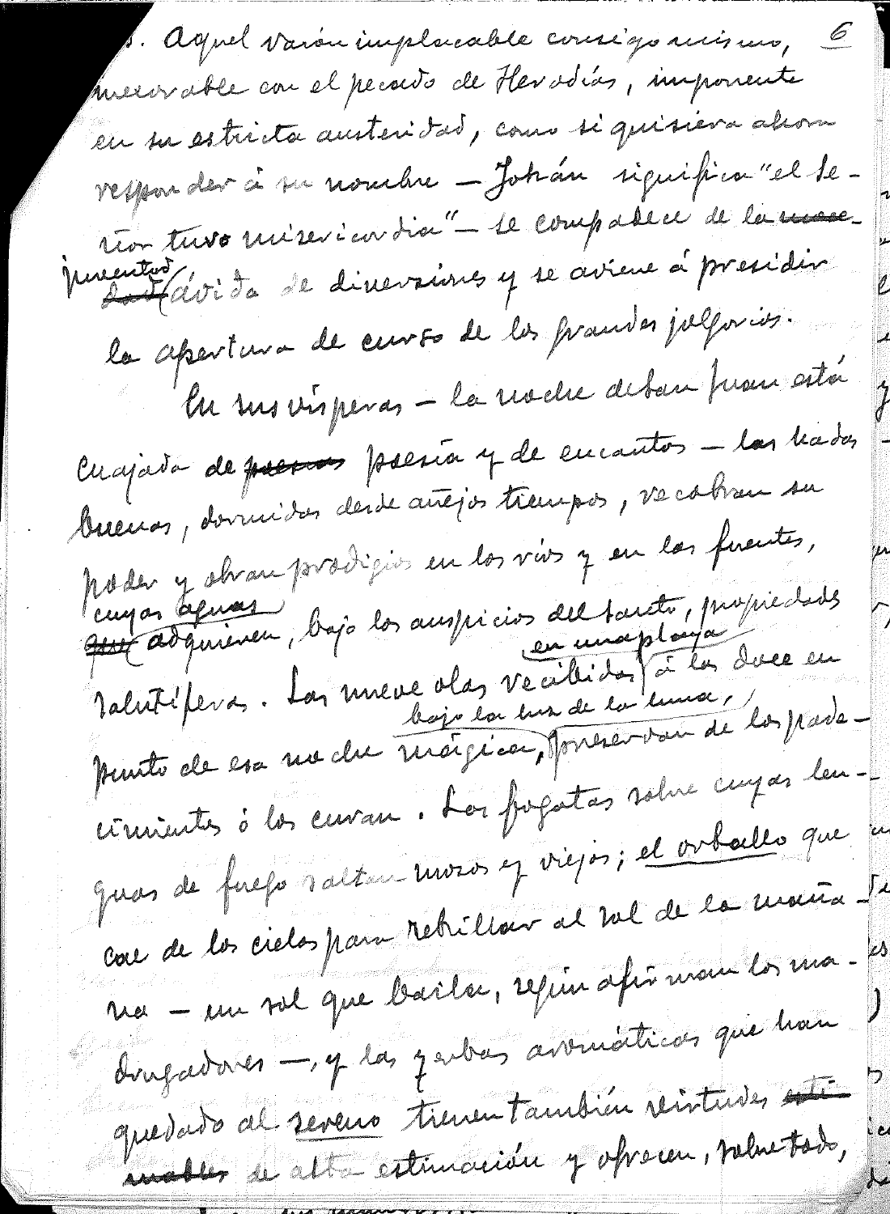s. Aquel varón implacable consigo mismo, inexorable con el pecado de Herodías, imponente en su estricta austeridad, como si quisiera ahora responder á su nombre — Johán significa "el Señor tuvo misericordia" — se compadece de la juventud ávida de diversiones y se aviene á presidir la apertura de curso de los grandes jolgorios.

En sus vísperas — la noche de San Juan está cuajada de poesía y de encantos — las hadas buenas, dormidas desde añejos tiempos, recobran su poder y obran prodigios en los ríos y en las fuentes, cuyas aguas adquieren, bajo los auspicios del santo, propiedades salutíferas. Las nueve olas recibidas en una playa á las doce en punto de esa noche mágica, bajo la luz de la luna, preservan de los padecimientos ó los curan. Las fogatas sobre cuyas lenguas de fuego saltan mozos y viejos; el orballo que cae de los cielos para rebrillar al sol de la mañana — un sol que baila, según afirman los madrugadores —, y las yerbas aromáticas que han quedado al sereno tienen también virtudes de alta estimación y ofrecen, sobre todo,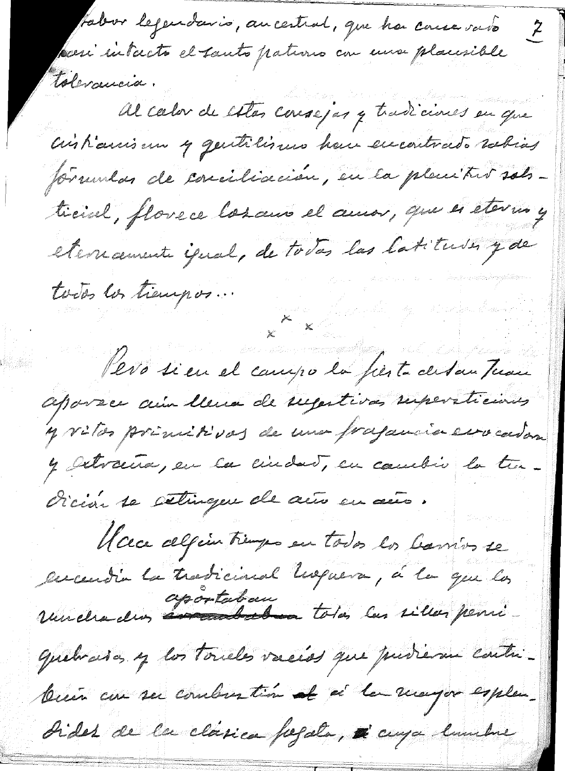sabor legendario, ancestral, que ha conservado casi intacto el santo patrono con una plausible tolerancia.

Al calor de estas consejas y tradiciones en que cristianismo y gentilismo han encontrado sabias fórmulas de conciliación, en la plenitud solsticial, florece lozano el amor, que es eterno y eternamente igual, de todas las latitudes y de todos los tiempos...

x x x

Pero si en el campo la fiesta de San Juan aparece aún llena de sugestivas supersticiones y ritos primitivos de una fragancia evocadora y atrayente, en la ciudad, en cambio la tradición se extingue de año en año.

Hace algún tiempo en todos los barrios se encendía la tradicional hoguera, á la que los muchachos aportaban todas las sillas perniquebradas y los toneles vacíos que pudieran contribuir con su combustión á la mayor esplendidez de la clásica fogata, á cuya lumbre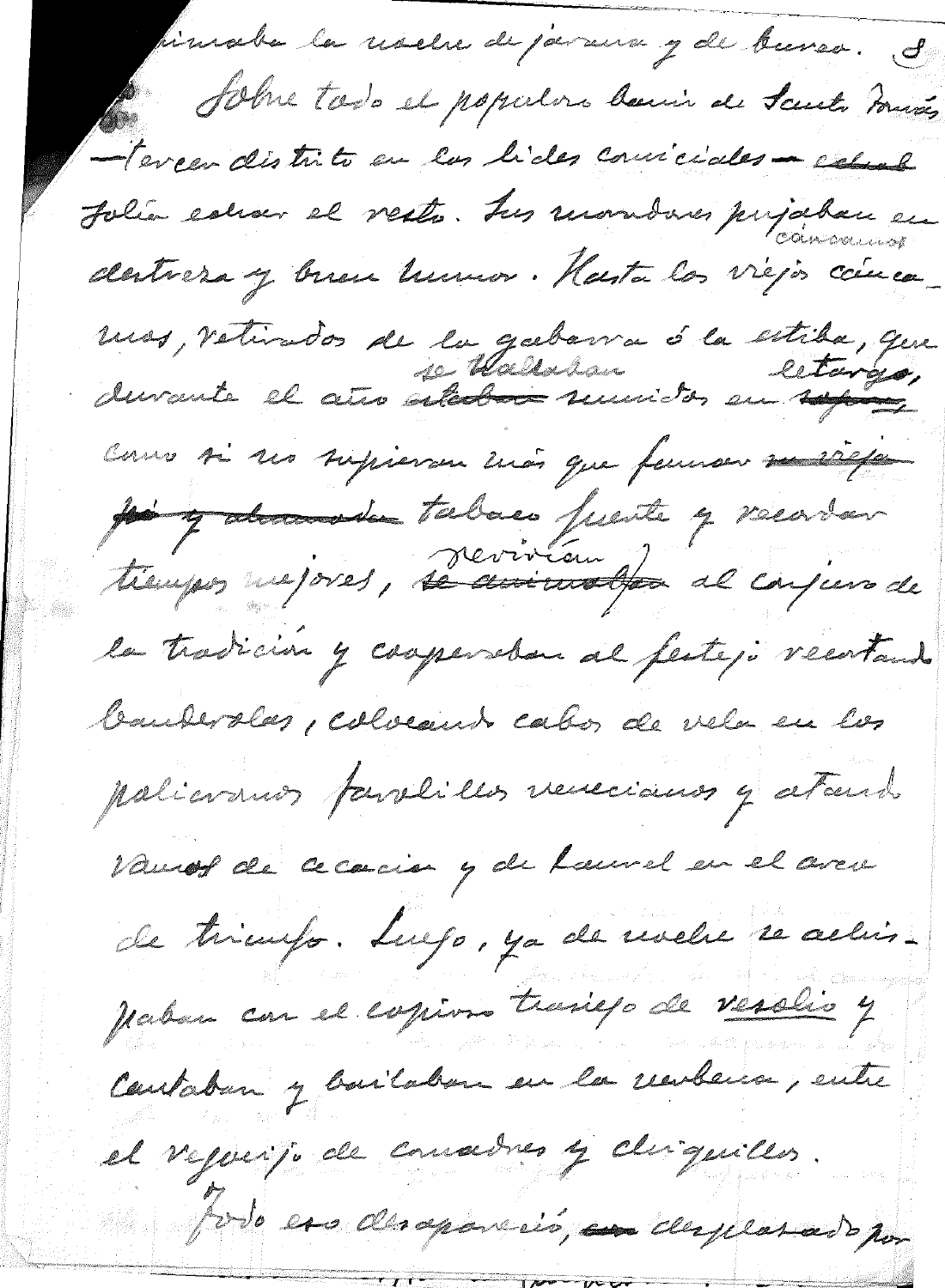...animaba la noche de jarana y de bureo.

Sobre todo el populoso barrio de Santo Tomás —tercer distrito en las lides comiciales— solía echar el resto. Sus moradores pujaban en destreza y buen humor. Hasta los viejos cáncamos, retirados de la gabarra ó la estiba, que durante el año se hallaban sumidos en letargo, como si no supieran más que fumar tabaco fuerte y recordar tiempos mejores, revivían al conjuro de la tradición y cooperaban al festejo recortando banderolas, colocando cabos de vela en los policromos farolillos venecianos y atando ramos de acacia y de laurel en el arco de triunfo. Luego, ya de noche se achispaban con el copioso trasiego de vesolio y cantaban y bailaban en la verbena, entre el regocijo de comadres y chiquillos.

Todo eso desapareció, desplazado por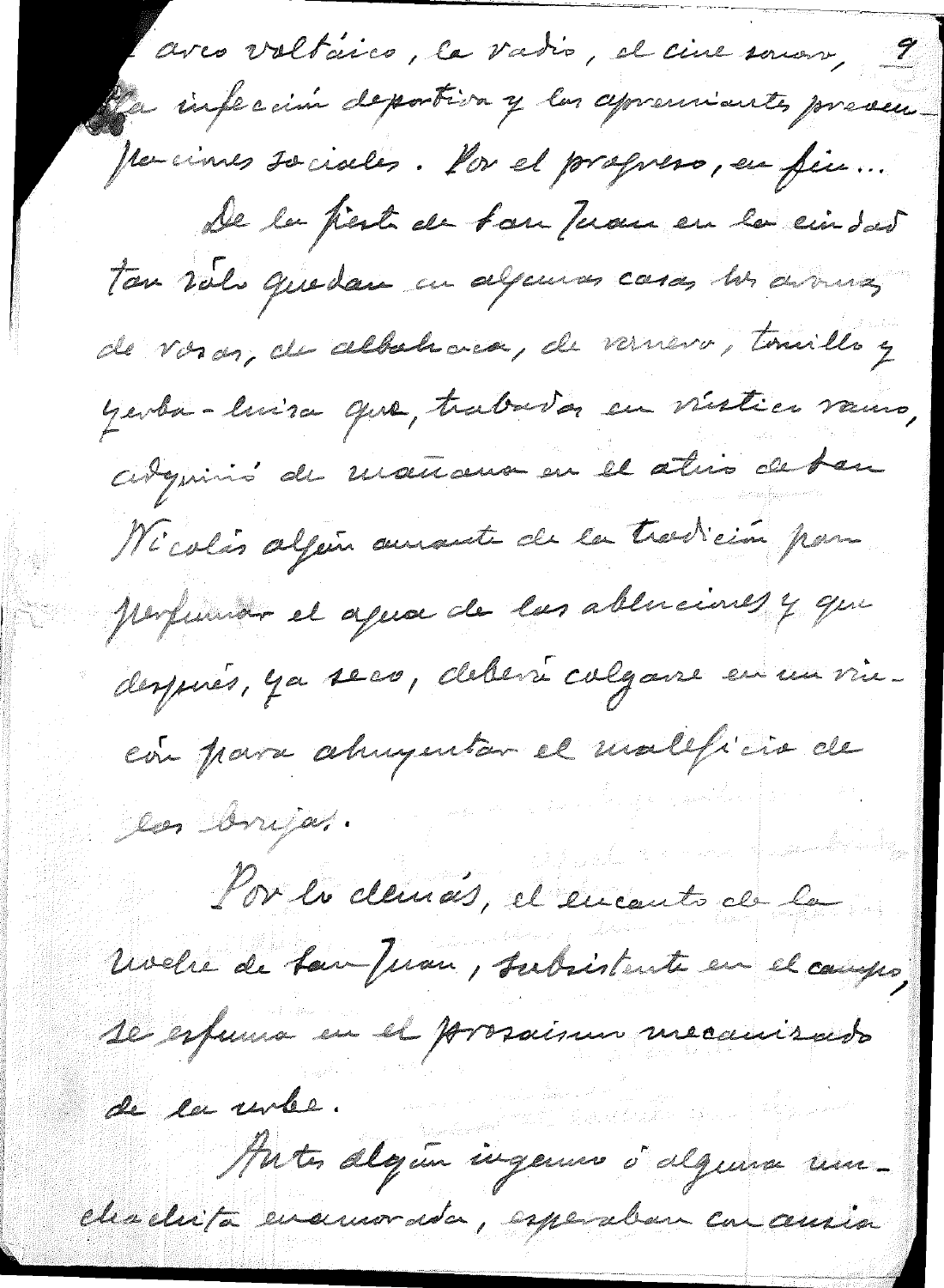arco voltáico, la radio, el cine sonoro, la infección deportiva y las apremiantes preocupaciones sociales. Por el progreso, en fin...

De la fiesta de San Juan en la ciudad tan sólo quedan en algunas casas los aromas de rosas, de albahaca, de romero, tomillo y yerba-luisa que, trabados en rústico ramo, adquirió de mañana en el atrio de San Nicolás algún amante de la tradición para perfumar el agua de las abluciones y que después, ya seco, deberá colgarse en un rincón para ahuyentar el maleficio de las brujas.

Por lo demás, el encanto de la noche de San Juan, subsistente en el campo, se esfuma en el prosaísmo mecanizado de la urbe.

Antes algún ingenuo ó alguna muchachita enamorada, esperaban con ansia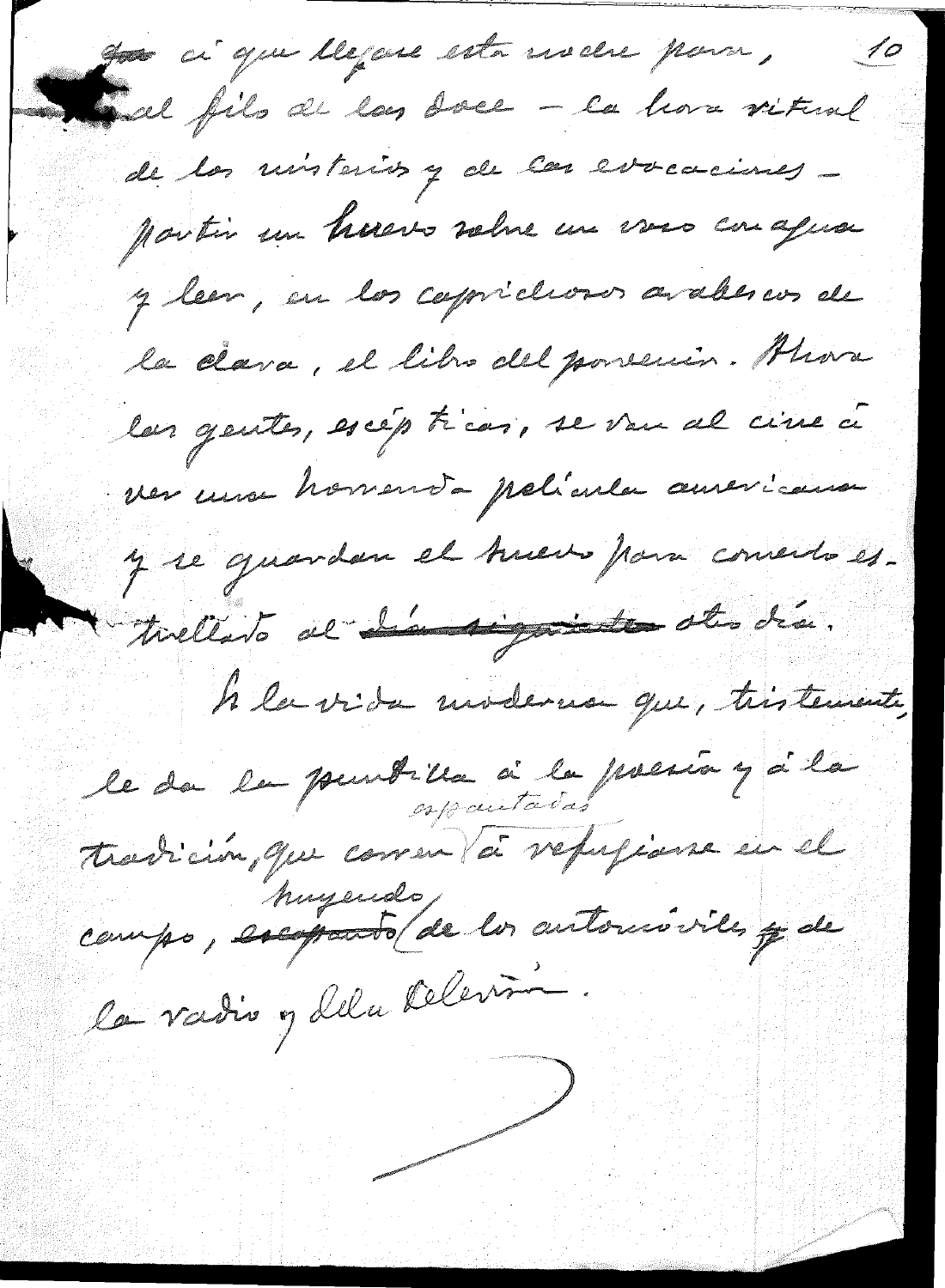~~que~~ sí que llegase esta noche para, al filo de las doce – la hora ritual de los misterios y de las evocaciones – partir un huevo sobre un vaso con agua y leer, en los caprichosos arabescos de la clara, el libro del porvenir. Ahora las gentes, escépticas, se van al cine á ver una horrenda película americana y se guardan el huevo para comerlo estrellado al ~~día siguiente~~ otro día.

A la vida moderna que, tristemente, le da la puntilla á la poesía y á la tradición, que corren apresuradas á refugiarse en el campo, ~~escapando~~ huyendo de los automóviles y de la radio y de la televisión.